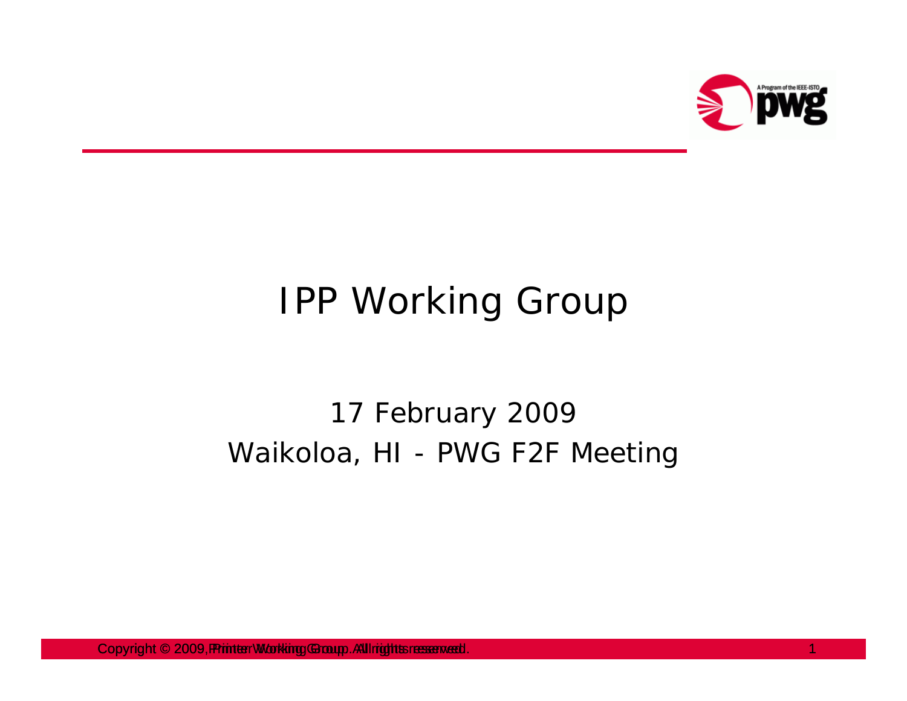# IPP Working Group

17 February 2009

Waikoloa, HI - PWG F2F Meeting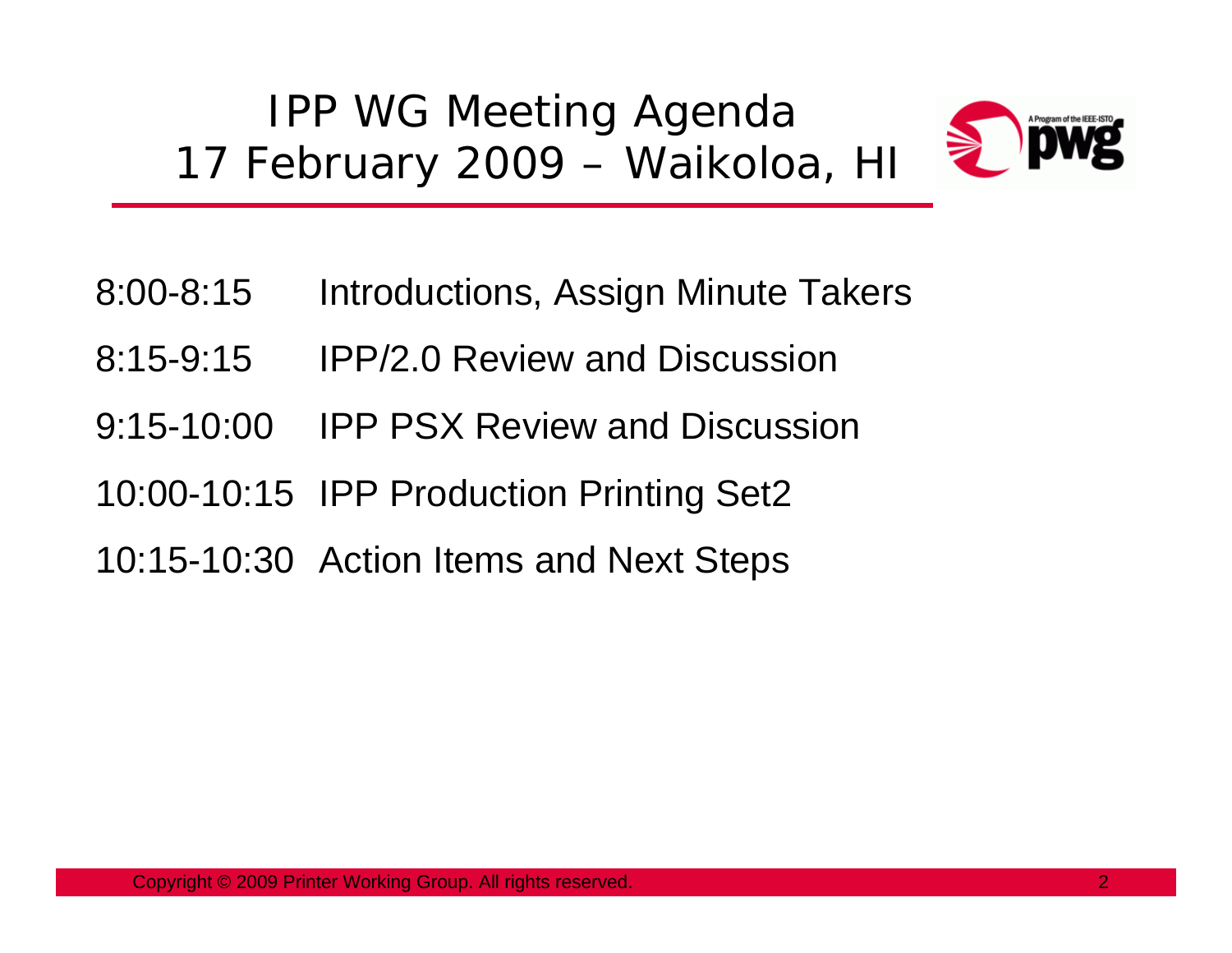# IPP WG Meeting Agenda
## 17 February 2009 – Waikoloa, HI

| | |
|---|---|
| 8:00-8:15 | Introductions, Assign Minute Takers |
| 8:15-9:15 | IPP/2.0 Review and Discussion |
| 9:15-10:00 | IPP PSX Review and Discussion |
| 10:00-10:15 | IPP Production Printing Set2 |
| 10:15-10:30 | Action Items and Next Steps |

Copyright © 2009 Printer Working Group. All rights reserved.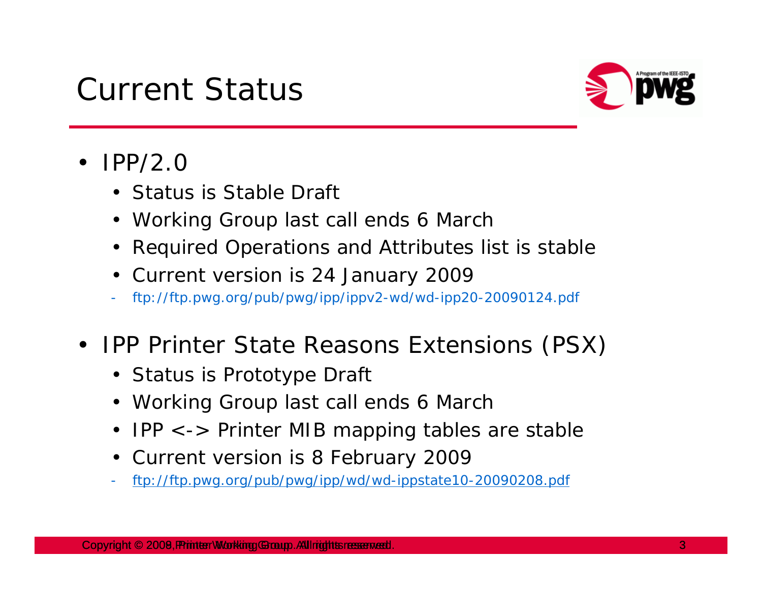# Current Status

- IPP/2.0
  - Status is Stable Draft
  - Working Group last call ends 6 March
  - Required Operations and Attributes list is stable
  - Current version is 24 January 2009
  - ftp://ftp.pwg.org/pub/pwg/ipp/ippv2-wd/wd-ipp20-20090124.pdf
- IPP Printer State Reasons Extensions (PSX)
  - Status is Prototype Draft
  - Working Group last call ends 6 March
  - IPP <-> Printer MIB mapping tables are stable
  - Current version is 8 February 2009
  - ftp://ftp.pwg.org/pub/pwg/ipp/wd/wd-ippstate10-20090208.pdf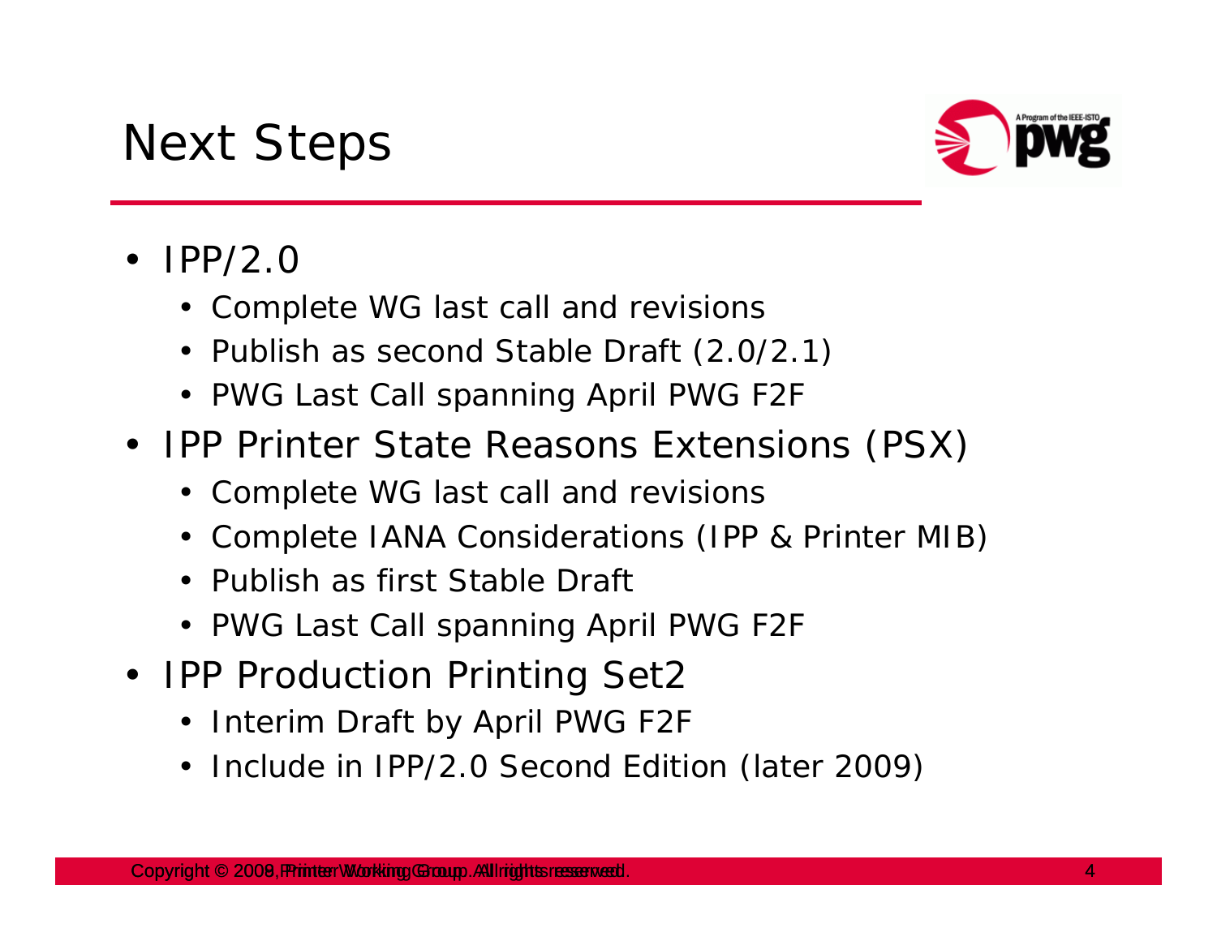# Next Steps

- IPP/2.0
  - Complete WG last call and revisions
  - Publish as second Stable Draft (2.0/2.1)
  - PWG Last Call spanning April PWG F2F
- IPP Printer State Reasons Extensions (PSX)
  - Complete WG last call and revisions
  - Complete IANA Considerations (IPP & Printer MIB)
  - Publish as first Stable Draft
  - PWG Last Call spanning April PWG F2F
- IPP Production Printing Set2
  - Interim Draft by April PWG F2F
  - Include in IPP/2.0 Second Edition (later 2009)